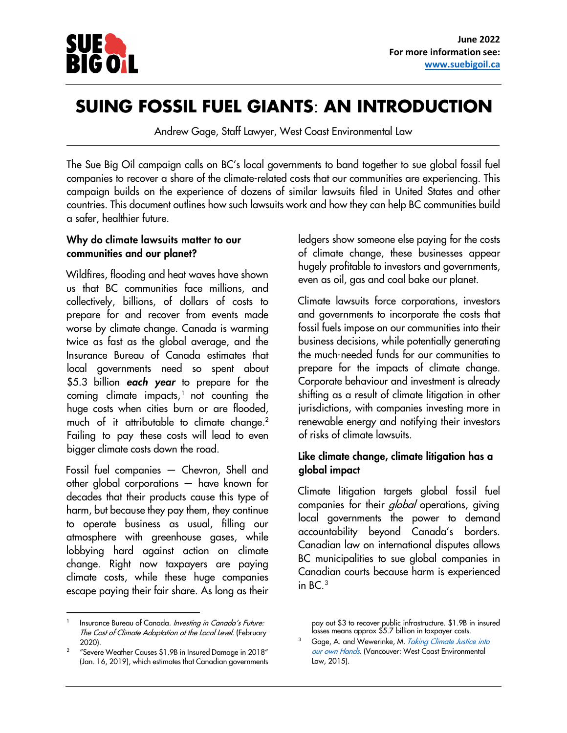June 2022
For more information see: [www.suebigoil.ca](http://www.suebigoil.ca)

# SUING FOSSIL FUEL GIANTS: AN INTRODUCTION

Andrew Gage, Staff Lawyer, West Coast Environmental Law

The Sue Big Oil campaign calls on BC's local governments to band together to sue global fossil fuel companies to recover a share of the climate-related costs that our communities are experiencing. This campaign builds on the experience of dozens of similar lawsuits filed in United States and other countries. This document outlines how such lawsuits work and how they can help BC communities build a safer, healthier future.

### Why do climate lawsuits matter to our communities and our planet?

Wildfires, flooding and heat waves have shown us that BC communities face millions, and collectively, billions, of dollars of costs to prepare for and recover from events made worse by climate change. Canada is warming twice as fast as the global average, and the Insurance Bureau of Canada estimates that local governments need so spent about $5.3 billion ***each year*** to prepare for the coming climate impacts,[1] not counting the huge costs when cities burn or are flooded, much of it attributable to climate change.[2] Failing to pay these costs will lead to even bigger climate costs down the road.

Fossil fuel companies — Chevron, Shell and other global corporations — have known for decades that their products cause this type of harm, but because they pay them, they continue to operate business as usual, filling our atmosphere with greenhouse gases, while lobbying hard against action on climate change. Right now taxpayers are paying climate costs, while these huge companies escape paying their fair share. As long as their ledgers show someone else paying for the costs of climate change, these businesses appear hugely profitable to investors and governments, even as oil, gas and coal bake our planet.

Climate lawsuits force corporations, investors and governments to incorporate the costs that fossil fuels impose on our communities into their business decisions, while potentially generating the much-needed funds for our communities to prepare for the impacts of climate change. Corporate behaviour and investment is already shifting as a result of climate litigation in other jurisdictions, with companies investing more in renewable energy and notifying their investors of risks of climate lawsuits.

### Like climate change, climate litigation has a global impact

Climate litigation targets global fossil fuel companies for their *global* operations, giving local governments the power to demand accountability beyond Canada's borders. Canadian law on international disputes allows BC municipalities to sue global companies in Canadian courts because harm is experienced in BC.[3]

---

[1] Insurance Bureau of Canada. *Investing in Canada's Future: The Cost of Climate Adaptation at the Local Level*. (February 2020).

[2] "Severe Weather Causes $1.9B in Insured Damage in 2018" (Jan. 16, 2019), which estimates that Canadian governments pay out $3 to recover public infrastructure. $1.9B in insured losses means approx $5.7 billion in taxpayer costs.

[3] Gage, A. and Wewerinke, M. *Taking Climate Justice into our own Hands*. (Vancouver: West Coast Environmental Law, 2015).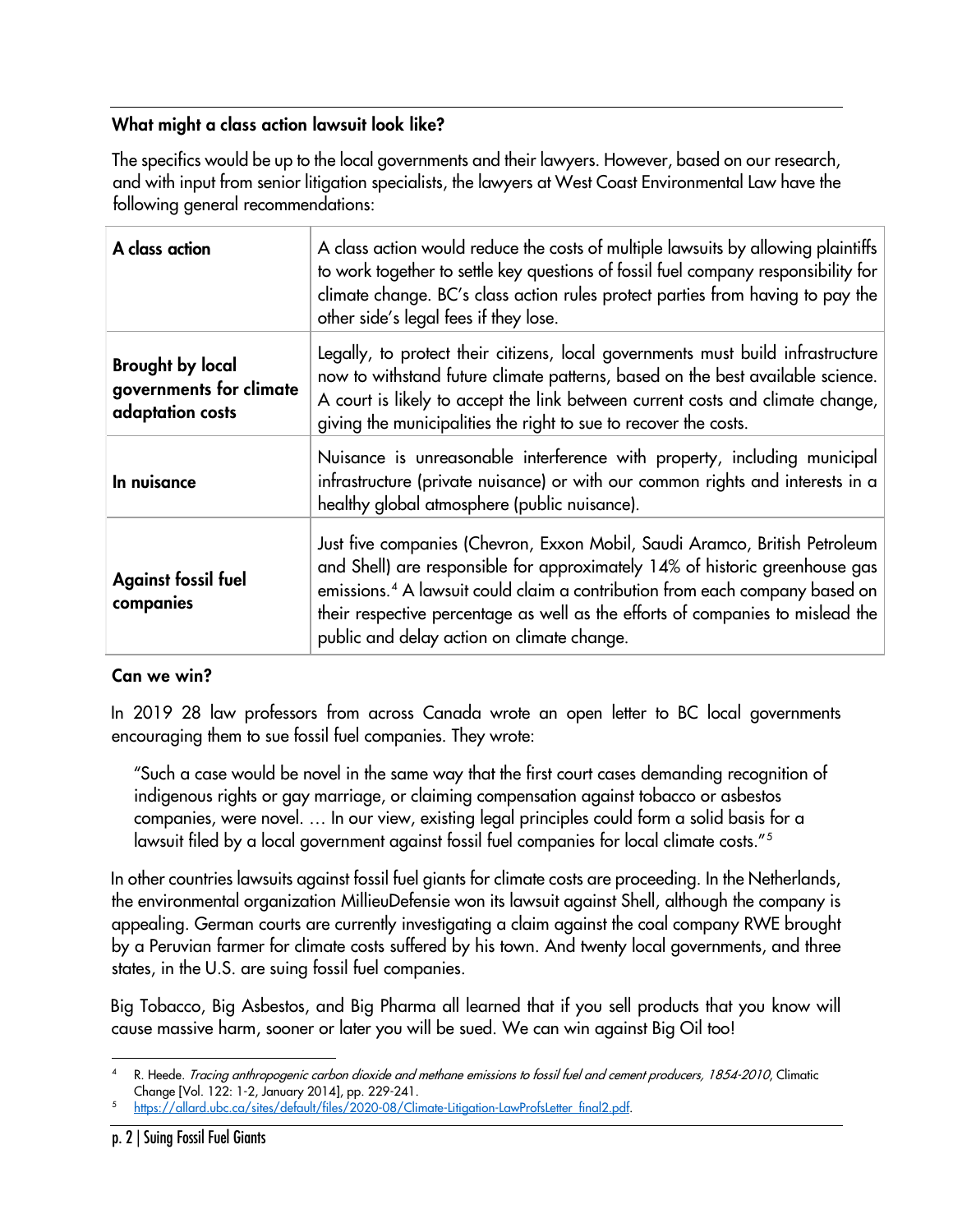### What might a class action lawsuit look like?

The specifics would be up to the local governments and their lawyers. However, based on our research, and with input from senior litigation specialists, the lawyers at West Coast Environmental Law have the following general recommendations:

| | |
|---|---|
| **A class action** | A class action would reduce the costs of multiple lawsuits by allowing plaintiffs to work together to settle key questions of fossil fuel company responsibility for climate change. BC's class action rules protect parties from having to pay the other side's legal fees if they lose. |
| **Brought by local governments for climate adaptation costs** | Legally, to protect their citizens, local governments must build infrastructure now to withstand future climate patterns, based on the best available science. A court is likely to accept the link between current costs and climate change, giving the municipalities the right to sue to recover the costs. |
| **In nuisance** | Nuisance is unreasonable interference with property, including municipal infrastructure (private nuisance) or with our common rights and interests in a healthy global atmosphere (public nuisance). |
| **Against fossil fuel companies** | Just five companies (Chevron, Exxon Mobil, Saudi Aramco, British Petroleum and Shell) are responsible for approximately 14% of historic greenhouse gas emissions.[4] A lawsuit could claim a contribution from each company based on their respective percentage as well as the efforts of companies to mislead the public and delay action on climate change. |

### Can we win?

In 2019 28 law professors from across Canada wrote an open letter to BC local governments encouraging them to sue fossil fuel companies. They wrote:

> "Such a case would be novel in the same way that the first court cases demanding recognition of indigenous rights or gay marriage, or claiming compensation against tobacco or asbestos companies, were novel. … In our view, existing legal principles could form a solid basis for a lawsuit filed by a local government against fossil fuel companies for local climate costs."[5]

In other countries lawsuits against fossil fuel giants for climate costs are proceeding. In the Netherlands, the environmental organization MillieuDefensie won its lawsuit against Shell, although the company is appealing. German courts are currently investigating a claim against the coal company RWE brought by a Peruvian farmer for climate costs suffered by his town. And twenty local governments, and three states, in the U.S. are suing fossil fuel companies.

Big Tobacco, Big Asbestos, and Big Pharma all learned that if you sell products that you know will cause massive harm, sooner or later you will be sued. We can win against Big Oil too!

---

[4] R. Heede. *Tracing anthropogenic carbon dioxide and methane emissions to fossil fuel and cement producers, 1854-2010*, Climatic Change [Vol. 122: 1-2, January 2014], pp. 229-241.

[5] https://allard.ubc.ca/sites/default/files/2020-08/Climate-Litigation-LawProfsLetter_final2.pdf.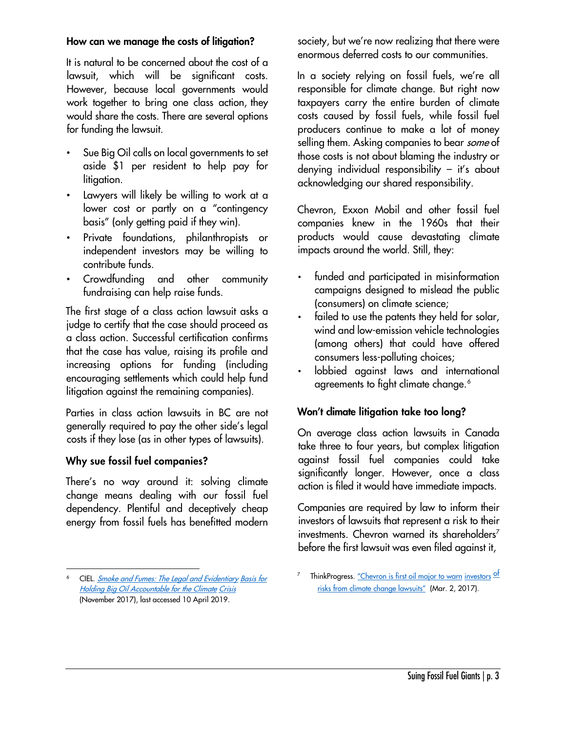### How can we manage the costs of litigation?

It is natural to be concerned about the cost of a lawsuit, which will be significant costs. However, because local governments would work together to bring one class action, they would share the costs. There are several options for funding the lawsuit.

- Sue Big Oil calls on local governments to set aside $1 per resident to help pay for litigation.
- Lawyers will likely be willing to work at a lower cost or partly on a "contingency basis" (only getting paid if they win).
- Private foundations, philanthropists or independent investors may be willing to contribute funds.
- Crowdfunding and other community fundraising can help raise funds.

The first stage of a class action lawsuit asks a judge to certify that the case should proceed as a class action. Successful certification confirms that the case has value, raising its profile and increasing options for funding (including encouraging settlements which could help fund litigation against the remaining companies).

Parties in class action lawsuits in BC are not generally required to pay the other side's legal costs if they lose (as in other types of lawsuits).

### Why sue fossil fuel companies?

There's no way around it: solving climate change means dealing with our fossil fuel dependency. Plentiful and deceptively cheap energy from fossil fuels has benefitted modern society, but we're now realizing that there were enormous deferred costs to our communities.

In a society relying on fossil fuels, we're all responsible for climate change. But right now taxpayers carry the entire burden of climate costs caused by fossil fuels, while fossil fuel producers continue to make a lot of money selling them. Asking companies to bear *some* of those costs is not about blaming the industry or denying individual responsibility – it's about acknowledging our shared responsibility.

Chevron, Exxon Mobil and other fossil fuel companies knew in the 1960s that their products would cause devastating climate impacts around the world. Still, they:

- funded and participated in misinformation campaigns designed to mislead the public (consumers) on climate science;
- failed to use the patents they held for solar, wind and low-emission vehicle technologies (among others) that could have offered consumers less-polluting choices;
- lobbied against laws and international agreements to fight climate change.[6]

### Won't climate litigation take too long?

On average class action lawsuits in Canada take three to four years, but complex litigation against fossil fuel companies could take significantly longer. However, once a class action is filed it would have immediate impacts.

Companies are required by law to inform their investors of lawsuits that represent a risk to their investments. Chevron warned its shareholders[7] before the first lawsuit was even filed against it,

---

[6] CIEL. *Smoke and Fumes: The Legal and Evidentiary Basis for Holding Big Oil Accountable for the Climate Crisis* (November 2017), last accessed 10 April 2019.

[7] ThinkProgress. "Chevron is first oil major to warn investors of risks from climate change lawsuits" (Mar. 2, 2017).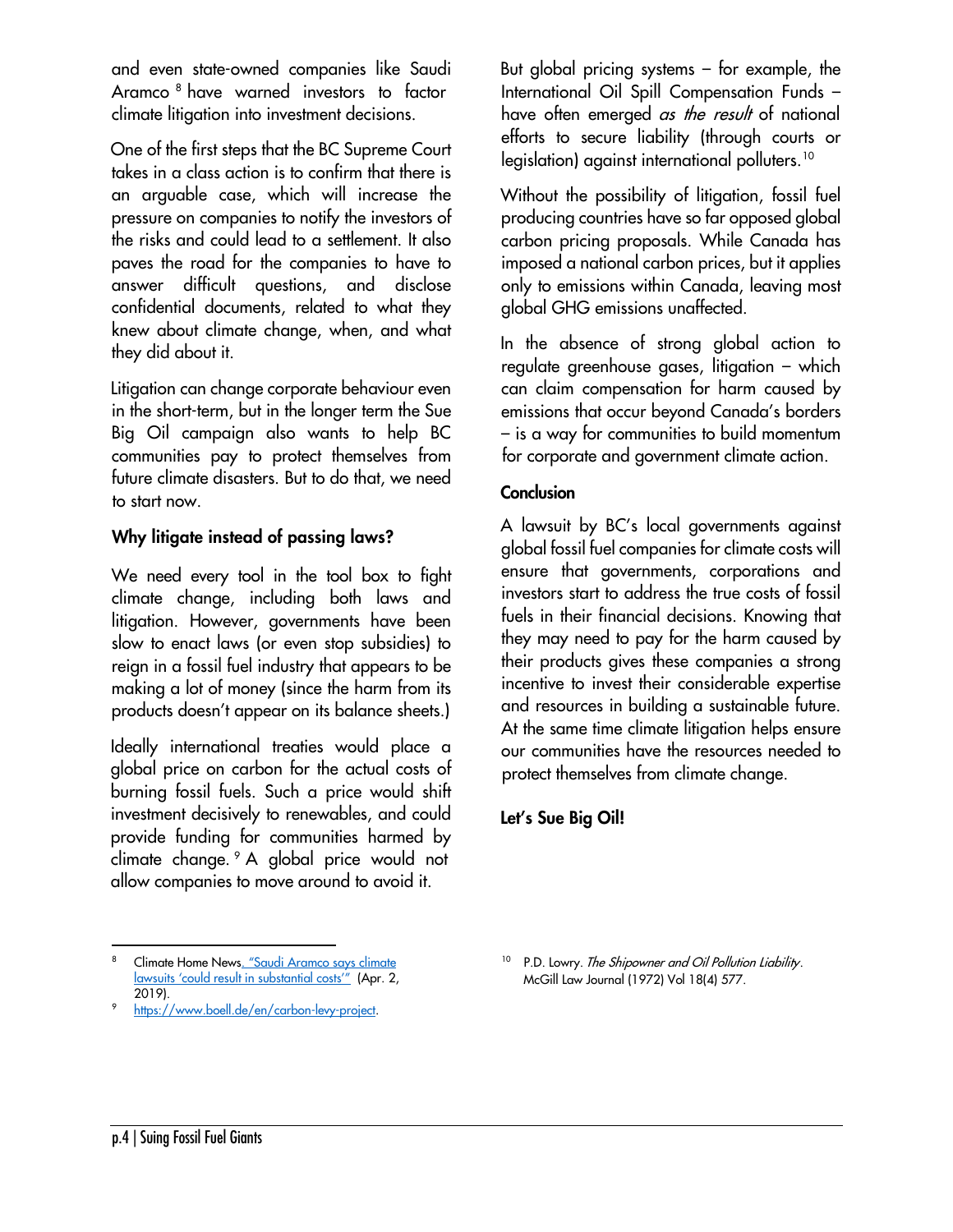and even state-owned companies like Saudi Aramco [8] have warned investors to factor climate litigation into investment decisions.

One of the first steps that the BC Supreme Court takes in a class action is to confirm that there is an arguable case, which will increase the pressure on companies to notify the investors of the risks and could lead to a settlement. It also paves the road for the companies to have to answer difficult questions, and disclose confidential documents, related to what they knew about climate change, when, and what they did about it.

Litigation can change corporate behaviour even in the short-term, but in the longer term the Sue Big Oil campaign also wants to help BC communities pay to protect themselves from future climate disasters. But to do that, we need to start now.

### Why litigate instead of passing laws?

We need every tool in the tool box to fight climate change, including both laws and litigation. However, governments have been slow to enact laws (or even stop subsidies) to reign in a fossil fuel industry that appears to be making a lot of money (since the harm from its products doesn't appear on its balance sheets.)

Ideally international treaties would place a global price on carbon for the actual costs of burning fossil fuels. Such a price would shift investment decisively to renewables, and could provide funding for communities harmed by climate change. [9] A global price would not allow companies to move around to avoid it.

But global pricing systems – for example, the International Oil Spill Compensation Funds – have often emerged *as the result* of national efforts to secure liability (through courts or legislation) against international polluters. [10]

Without the possibility of litigation, fossil fuel producing countries have so far opposed global carbon pricing proposals. While Canada has imposed a national carbon prices, but it applies only to emissions within Canada, leaving most global GHG emissions unaffected.

In the absence of strong global action to regulate greenhouse gases, litigation – which can claim compensation for harm caused by emissions that occur beyond Canada's borders – is a way for communities to build momentum for corporate and government climate action.

### Conclusion

A lawsuit by BC's local governments against global fossil fuel companies for climate costs will ensure that governments, corporations and investors start to address the true costs of fossil fuels in their financial decisions. Knowing that they may need to pay for the harm caused by their products gives these companies a strong incentive to invest their considerable expertise and resources in building a sustainable future. At the same time climate litigation helps ensure our communities have the resources needed to protect themselves from climate change.

**Let's Sue Big Oil!**

---

[8] Climate Home News. "Saudi Aramco says climate lawsuits 'could result in substantial costs'" (Apr. 2, 2019).

[9] https://www.boell.de/en/carbon-levy-project.

[10] P.D. Lowry. *The Shipowner and Oil Pollution Liability*. McGill Law Journal (1972) Vol 18(4) 577.